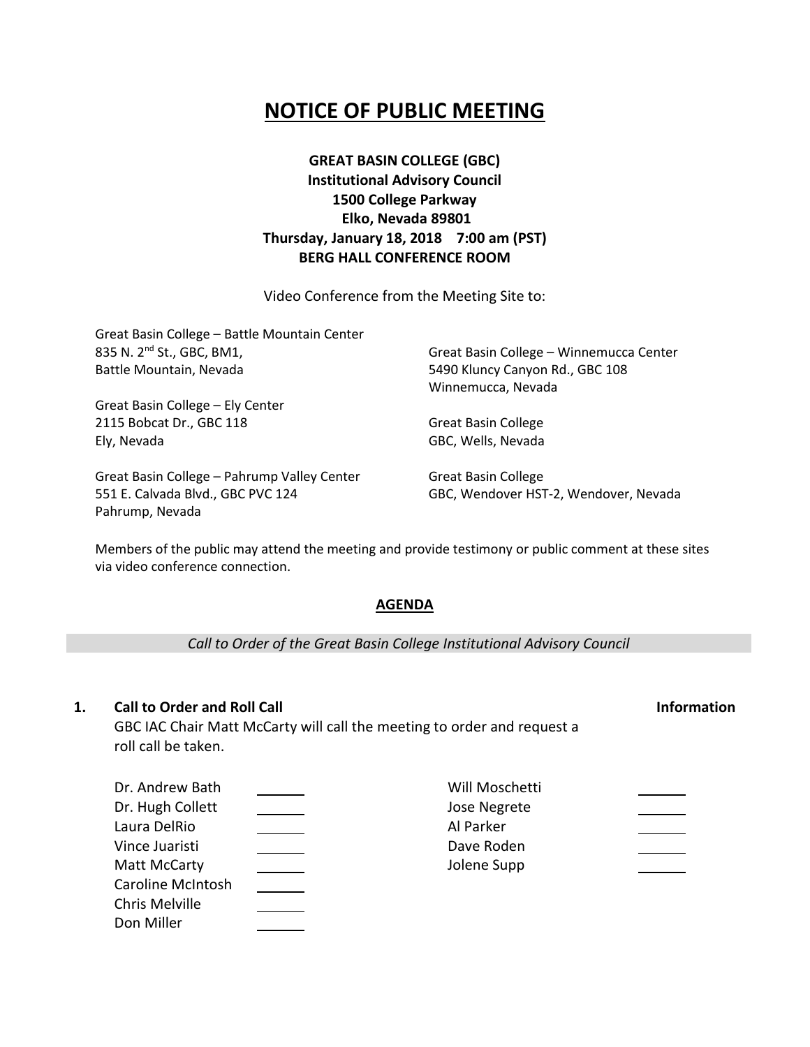# NOTICE OF PUBLIC MEETING

**GREAT BASIN COLLEGE (GBC)**
**Institutional Advisory Council**
**1500 College Parkway**
**Elko, Nevada 89801**
**Thursday, January 18, 2018 7:00 am (PST)**
**BERG HALL CONFERENCE ROOM**

Video Conference from the Meeting Site to:

Great Basin College – Battle Mountain Center
835 N. 2nd St., GBC, BM1,
Battle Mountain, Nevada

Great Basin College – Ely Center
2115 Bobcat Dr., GBC 118
Ely, Nevada

Great Basin College – Pahrump Valley Center
551 E. Calvada Blvd., GBC PVC 124
Pahrump, Nevada

Great Basin College – Winnemucca Center
5490 Kluncy Canyon Rd., GBC 108
Winnemucca, Nevada

Great Basin College
GBC, Wells, Nevada

Great Basin College
GBC, Wendover HST-2, Wendover, Nevada

Members of the public may attend the meeting and provide testimony or public comment at these sites via video conference connection.

## AGENDA

*Call to Order of the Great Basin College Institutional Advisory Council*

**1. Call to Order and Roll Call** — **Information**

GBC IAC Chair Matt McCarty will call the meeting to order and request a roll call be taken.

| | | | |
|---|---|---|---|
| Dr. Andrew Bath | ______ | Will Moschetti | ______ |
| Dr. Hugh Collett | ______ | Jose Negrete | ______ |
| Laura DelRio | ______ | Al Parker | ______ |
| Vince Juaristi | ______ | Dave Roden | ______ |
| Matt McCarty | ______ | Jolene Supp | ______ |
| Caroline McIntosh | ______ | | |
| Chris Melville | ______ | | |
| Don Miller | ______ | | |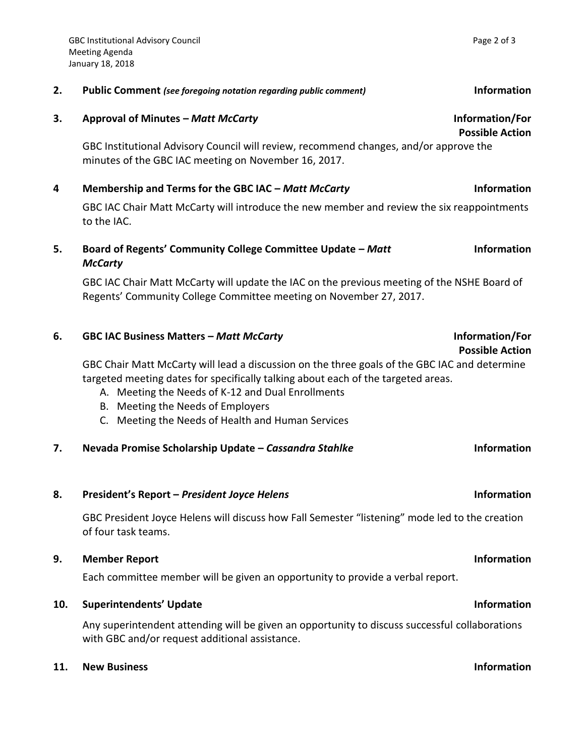**2. Public Comment** *(see foregoing notation regarding public comment)* **Information**

**3. Approval of Minutes – *Matt McCarty*** **Information/For Possible Action**

GBC Institutional Advisory Council will review, recommend changes, and/or approve the minutes of the GBC IAC meeting on November 16, 2017.

**4 Membership and Terms for the GBC IAC – *Matt McCarty*** **Information**

GBC IAC Chair Matt McCarty will introduce the new member and review the six reappointments to the IAC.

**5. Board of Regents' Community College Committee Update – *Matt McCarty*** **Information**

GBC IAC Chair Matt McCarty will update the IAC on the previous meeting of the NSHE Board of Regents' Community College Committee meeting on November 27, 2017.

**6. GBC IAC Business Matters – *Matt McCarty*** **Information/For Possible Action**

GBC Chair Matt McCarty will lead a discussion on the three goals of the GBC IAC and determine targeted meeting dates for specifically talking about each of the targeted areas.

A. Meeting the Needs of K-12 and Dual Enrollments
B. Meeting the Needs of Employers
C. Meeting the Needs of Health and Human Services

**7. Nevada Promise Scholarship Update – *Cassandra Stahlke*** **Information**

**8. President's Report – *President Joyce Helens*** **Information**

GBC President Joyce Helens will discuss how Fall Semester "listening" mode led to the creation of four task teams.

**9. Member Report** **Information**

Each committee member will be given an opportunity to provide a verbal report.

**10. Superintendents' Update** **Information**

Any superintendent attending will be given an opportunity to discuss successful collaborations with GBC and/or request additional assistance.

**11. New Business** **Information**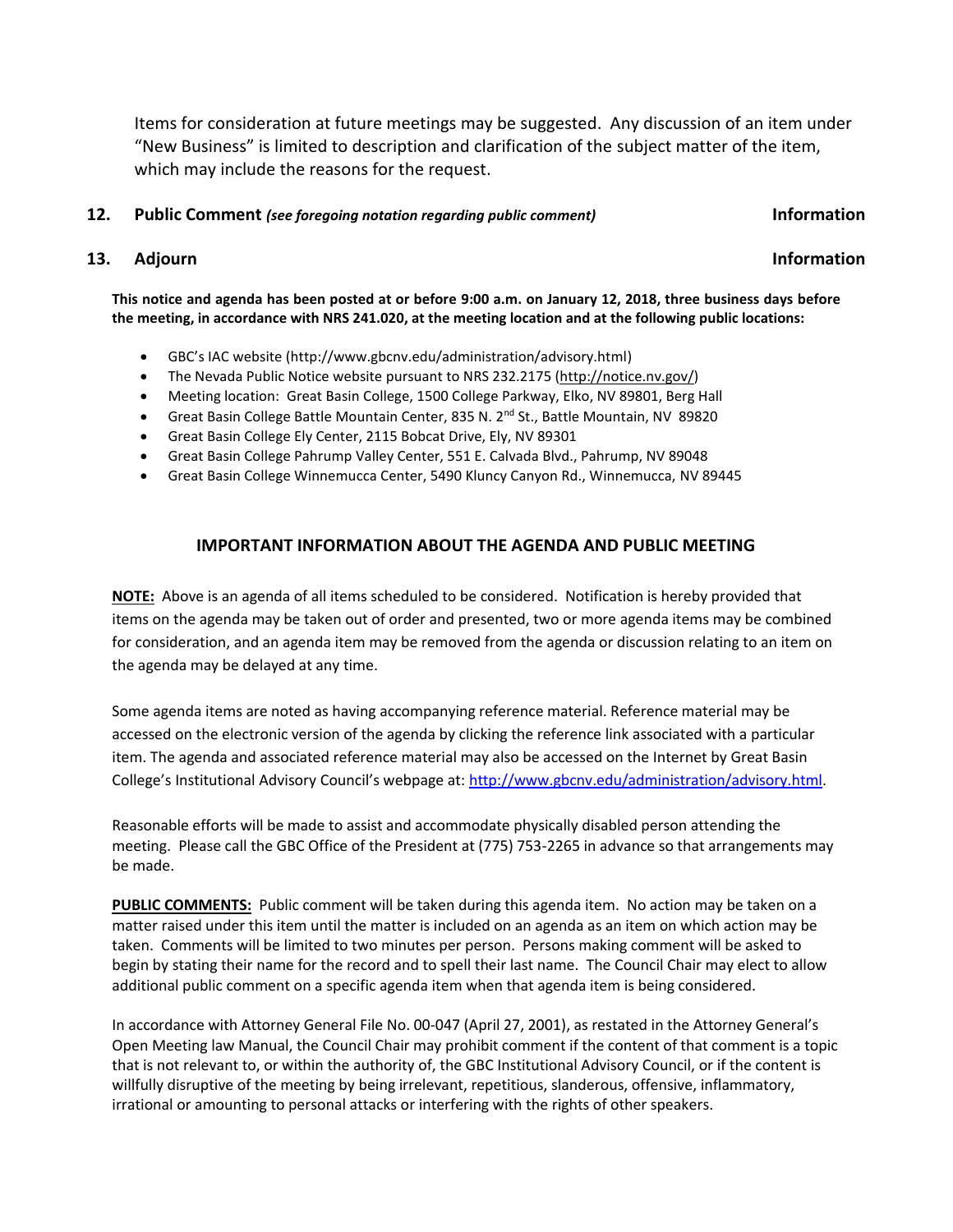Items for consideration at future meetings may be suggested. Any discussion of an item under "New Business" is limited to description and clarification of the subject matter of the item, which may include the reasons for the request.

**12. Public Comment** ***(see foregoing notation regarding public comment)*** **Information**

**13. Adjourn** **Information**

**This notice and agenda has been posted at or before 9:00 a.m. on January 12, 2018, three business days before the meeting, in accordance with NRS 241.020, at the meeting location and at the following public locations:**

- GBC's IAC website (http://www.gbcnv.edu/administration/advisory.html)
- The Nevada Public Notice website pursuant to NRS 232.2175 (http://notice.nv.gov/)
- Meeting location: Great Basin College, 1500 College Parkway, Elko, NV 89801, Berg Hall
- Great Basin College Battle Mountain Center, 835 N. 2nd St., Battle Mountain, NV 89820
- Great Basin College Ely Center, 2115 Bobcat Drive, Ely, NV 89301
- Great Basin College Pahrump Valley Center, 551 E. Calvada Blvd., Pahrump, NV 89048
- Great Basin College Winnemucca Center, 5490 Kluncy Canyon Rd., Winnemucca, NV 89445

## IMPORTANT INFORMATION ABOUT THE AGENDA AND PUBLIC MEETING

**NOTE:** Above is an agenda of all items scheduled to be considered. Notification is hereby provided that items on the agenda may be taken out of order and presented, two or more agenda items may be combined for consideration, and an agenda item may be removed from the agenda or discussion relating to an item on the agenda may be delayed at any time.

Some agenda items are noted as having accompanying reference material. Reference material may be accessed on the electronic version of the agenda by clicking the reference link associated with a particular item. The agenda and associated reference material may also be accessed on the Internet by Great Basin College's Institutional Advisory Council's webpage at: http://www.gbcnv.edu/administration/advisory.html.

Reasonable efforts will be made to assist and accommodate physically disabled person attending the meeting. Please call the GBC Office of the President at (775) 753-2265 in advance so that arrangements may be made.

**PUBLIC COMMENTS:** Public comment will be taken during this agenda item. No action may be taken on a matter raised under this item until the matter is included on an agenda as an item on which action may be taken. Comments will be limited to two minutes per person. Persons making comment will be asked to begin by stating their name for the record and to spell their last name. The Council Chair may elect to allow additional public comment on a specific agenda item when that agenda item is being considered.

In accordance with Attorney General File No. 00-047 (April 27, 2001), as restated in the Attorney General's Open Meeting law Manual, the Council Chair may prohibit comment if the content of that comment is a topic that is not relevant to, or within the authority of, the GBC Institutional Advisory Council, or if the content is willfully disruptive of the meeting by being irrelevant, repetitious, slanderous, offensive, inflammatory, irrational or amounting to personal attacks or interfering with the rights of other speakers.